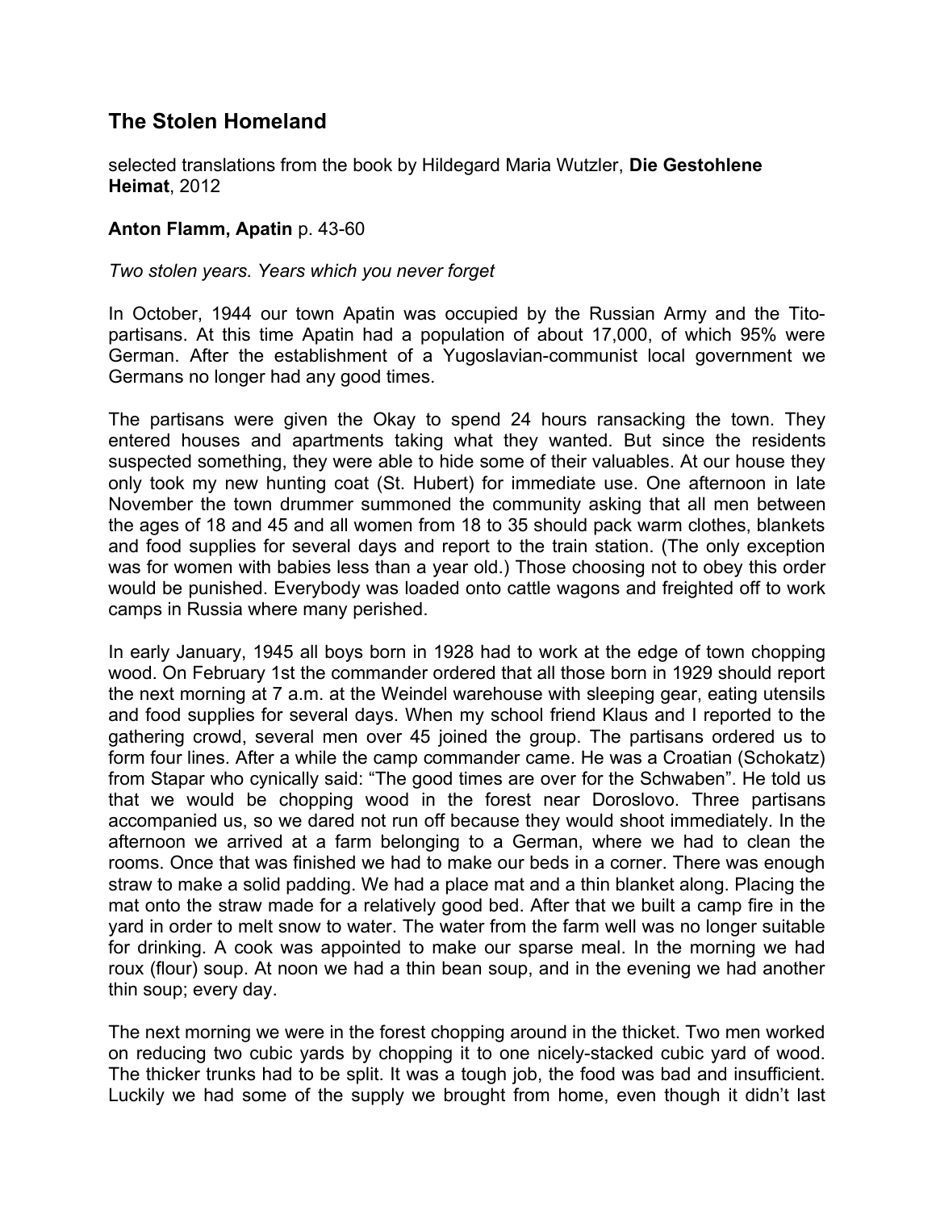## The Stolen Homeland

selected translations from the book by Hildegard Maria Wutzler, **Die Gestohlene Heimat**, 2012

**Anton Flamm, Apatin** p. 43-60

*Two stolen years. Years which you never forget*

In October, 1944 our town Apatin was occupied by the Russian Army and the Tito-partisans. At this time Apatin had a population of about 17,000, of which 95% were German. After the establishment of a Yugoslavian-communist local government we Germans no longer had any good times.

The partisans were given the Okay to spend 24 hours ransacking the town. They entered houses and apartments taking what they wanted. But since the residents suspected something, they were able to hide some of their valuables. At our house they only took my new hunting coat (St. Hubert) for immediate use. One afternoon in late November the town drummer summoned the community asking that all men between the ages of 18 and 45 and all women from 18 to 35 should pack warm clothes, blankets and food supplies for several days and report to the train station. (The only exception was for women with babies less than a year old.) Those choosing not to obey this order would be punished. Everybody was loaded onto cattle wagons and freighted off to work camps in Russia where many perished.

In early January, 1945 all boys born in 1928 had to work at the edge of town chopping wood. On February 1st the commander ordered that all those born in 1929 should report the next morning at 7 a.m. at the Weindel warehouse with sleeping gear, eating utensils and food supplies for several days. When my school friend Klaus and I reported to the gathering crowd, several men over 45 joined the group. The partisans ordered us to form four lines. After a while the camp commander came. He was a Croatian (Schokatz) from Stapar who cynically said: "The good times are over for the Schwaben". He told us that we would be chopping wood in the forest near Doroslovo. Three partisans accompanied us, so we dared not run off because they would shoot immediately. In the afternoon we arrived at a farm belonging to a German, where we had to clean the rooms. Once that was finished we had to make our beds in a corner. There was enough straw to make a solid padding. We had a place mat and a thin blanket along. Placing the mat onto the straw made for a relatively good bed. After that we built a camp fire in the yard in order to melt snow to water. The water from the farm well was no longer suitable for drinking. A cook was appointed to make our sparse meal. In the morning we had roux (flour) soup. At noon we had a thin bean soup, and in the evening we had another thin soup; every day.

The next morning we were in the forest chopping around in the thicket. Two men worked on reducing two cubic yards by chopping it to one nicely-stacked cubic yard of wood. The thicker trunks had to be split. It was a tough job, the food was bad and insufficient. Luckily we had some of the supply we brought from home, even though it didn't last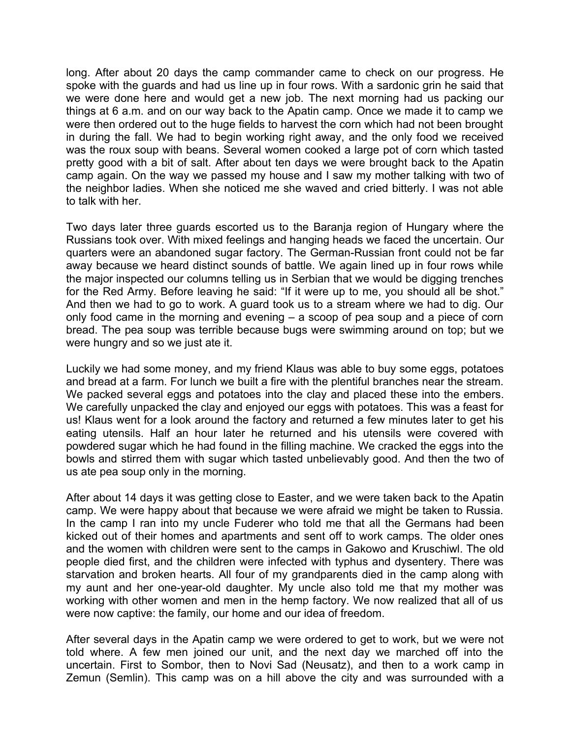long. After about 20 days the camp commander came to check on our progress. He spoke with the guards and had us line up in four rows. With a sardonic grin he said that we were done here and would get a new job. The next morning had us packing our things at 6 a.m. and on our way back to the Apatin camp. Once we made it to camp we were then ordered out to the huge fields to harvest the corn which had not been brought in during the fall. We had to begin working right away, and the only food we received was the roux soup with beans. Several women cooked a large pot of corn which tasted pretty good with a bit of salt. After about ten days we were brought back to the Apatin camp again. On the way we passed my house and I saw my mother talking with two of the neighbor ladies. When she noticed me she waved and cried bitterly. I was not able to talk with her.

Two days later three guards escorted us to the Baranja region of Hungary where the Russians took over. With mixed feelings and hanging heads we faced the uncertain. Our quarters were an abandoned sugar factory. The German-Russian front could not be far away because we heard distinct sounds of battle. We again lined up in four rows while the major inspected our columns telling us in Serbian that we would be digging trenches for the Red Army. Before leaving he said: "If it were up to me, you should all be shot." And then we had to go to work. A guard took us to a stream where we had to dig. Our only food came in the morning and evening – a scoop of pea soup and a piece of corn bread. The pea soup was terrible because bugs were swimming around on top; but we were hungry and so we just ate it.

Luckily we had some money, and my friend Klaus was able to buy some eggs, potatoes and bread at a farm. For lunch we built a fire with the plentiful branches near the stream. We packed several eggs and potatoes into the clay and placed these into the embers. We carefully unpacked the clay and enjoyed our eggs with potatoes. This was a feast for us! Klaus went for a look around the factory and returned a few minutes later to get his eating utensils. Half an hour later he returned and his utensils were covered with powdered sugar which he had found in the filling machine. We cracked the eggs into the bowls and stirred them with sugar which tasted unbelievably good. And then the two of us ate pea soup only in the morning.

After about 14 days it was getting close to Easter, and we were taken back to the Apatin camp. We were happy about that because we were afraid we might be taken to Russia. In the camp I ran into my uncle Fuderer who told me that all the Germans had been kicked out of their homes and apartments and sent off to work camps. The older ones and the women with children were sent to the camps in Gakowo and Kruschiwl. The old people died first, and the children were infected with typhus and dysentery. There was starvation and broken hearts. All four of my grandparents died in the camp along with my aunt and her one-year-old daughter. My uncle also told me that my mother was working with other women and men in the hemp factory. We now realized that all of us were now captive: the family, our home and our idea of freedom.

After several days in the Apatin camp we were ordered to get to work, but we were not told where. A few men joined our unit, and the next day we marched off into the uncertain. First to Sombor, then to Novi Sad (Neusatz), and then to a work camp in Zemun (Semlin). This camp was on a hill above the city and was surrounded with a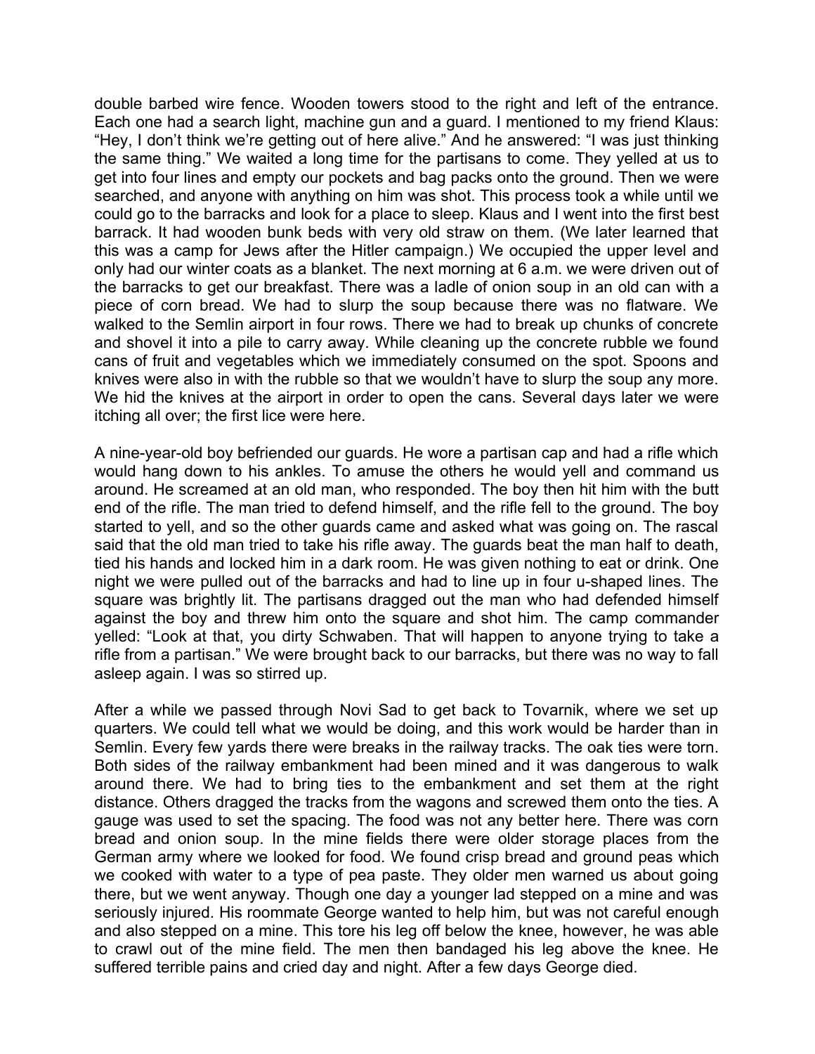double barbed wire fence. Wooden towers stood to the right and left of the entrance. Each one had a search light, machine gun and a guard. I mentioned to my friend Klaus: "Hey, I don't think we're getting out of here alive." And he answered: "I was just thinking the same thing." We waited a long time for the partisans to come. They yelled at us to get into four lines and empty our pockets and bag packs onto the ground. Then we were searched, and anyone with anything on him was shot. This process took a while until we could go to the barracks and look for a place to sleep. Klaus and I went into the first best barrack. It had wooden bunk beds with very old straw on them. (We later learned that this was a camp for Jews after the Hitler campaign.) We occupied the upper level and only had our winter coats as a blanket. The next morning at 6 a.m. we were driven out of the barracks to get our breakfast. There was a ladle of onion soup in an old can with a piece of corn bread. We had to slurp the soup because there was no flatware. We walked to the Semlin airport in four rows. There we had to break up chunks of concrete and shovel it into a pile to carry away. While cleaning up the concrete rubble we found cans of fruit and vegetables which we immediately consumed on the spot. Spoons and knives were also in with the rubble so that we wouldn't have to slurp the soup any more. We hid the knives at the airport in order to open the cans. Several days later we were itching all over; the first lice were here.

A nine-year-old boy befriended our guards. He wore a partisan cap and had a rifle which would hang down to his ankles. To amuse the others he would yell and command us around. He screamed at an old man, who responded. The boy then hit him with the butt end of the rifle. The man tried to defend himself, and the rifle fell to the ground. The boy started to yell, and so the other guards came and asked what was going on. The rascal said that the old man tried to take his rifle away. The guards beat the man half to death, tied his hands and locked him in a dark room. He was given nothing to eat or drink. One night we were pulled out of the barracks and had to line up in four u-shaped lines. The square was brightly lit. The partisans dragged out the man who had defended himself against the boy and threw him onto the square and shot him. The camp commander yelled: "Look at that, you dirty Schwaben. That will happen to anyone trying to take a rifle from a partisan." We were brought back to our barracks, but there was no way to fall asleep again. I was so stirred up.

After a while we passed through Novi Sad to get back to Tovarnik, where we set up quarters. We could tell what we would be doing, and this work would be harder than in Semlin. Every few yards there were breaks in the railway tracks. The oak ties were torn. Both sides of the railway embankment had been mined and it was dangerous to walk around there. We had to bring ties to the embankment and set them at the right distance. Others dragged the tracks from the wagons and screwed them onto the ties. A gauge was used to set the spacing. The food was not any better here. There was corn bread and onion soup. In the mine fields there were older storage places from the German army where we looked for food. We found crisp bread and ground peas which we cooked with water to a type of pea paste. They older men warned us about going there, but we went anyway. Though one day a younger lad stepped on a mine and was seriously injured. His roommate George wanted to help him, but was not careful enough and also stepped on a mine. This tore his leg off below the knee, however, he was able to crawl out of the mine field. The men then bandaged his leg above the knee. He suffered terrible pains and cried day and night. After a few days George died.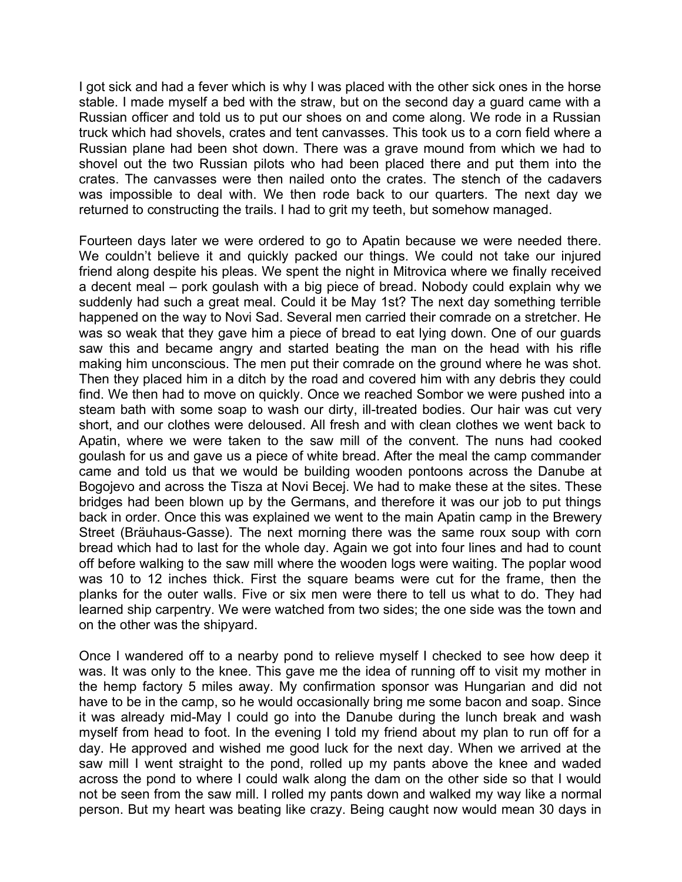I got sick and had a fever which is why I was placed with the other sick ones in the horse stable. I made myself a bed with the straw, but on the second day a guard came with a Russian officer and told us to put our shoes on and come along. We rode in a Russian truck which had shovels, crates and tent canvasses. This took us to a corn field where a Russian plane had been shot down. There was a grave mound from which we had to shovel out the two Russian pilots who had been placed there and put them into the crates. The canvasses were then nailed onto the crates. The stench of the cadavers was impossible to deal with. We then rode back to our quarters. The next day we returned to constructing the trails. I had to grit my teeth, but somehow managed.

Fourteen days later we were ordered to go to Apatin because we were needed there. We couldn't believe it and quickly packed our things. We could not take our injured friend along despite his pleas. We spent the night in Mitrovica where we finally received a decent meal – pork goulash with a big piece of bread. Nobody could explain why we suddenly had such a great meal. Could it be May 1st? The next day something terrible happened on the way to Novi Sad. Several men carried their comrade on a stretcher. He was so weak that they gave him a piece of bread to eat lying down. One of our guards saw this and became angry and started beating the man on the head with his rifle making him unconscious. The men put their comrade on the ground where he was shot. Then they placed him in a ditch by the road and covered him with any debris they could find. We then had to move on quickly. Once we reached Sombor we were pushed into a steam bath with some soap to wash our dirty, ill-treated bodies. Our hair was cut very short, and our clothes were deloused. All fresh and with clean clothes we went back to Apatin, where we were taken to the saw mill of the convent. The nuns had cooked goulash for us and gave us a piece of white bread. After the meal the camp commander came and told us that we would be building wooden pontoons across the Danube at Bogojevo and across the Tisza at Novi Becej. We had to make these at the sites. These bridges had been blown up by the Germans, and therefore it was our job to put things back in order. Once this was explained we went to the main Apatin camp in the Brewery Street (Bräuhaus-Gasse). The next morning there was the same roux soup with corn bread which had to last for the whole day. Again we got into four lines and had to count off before walking to the saw mill where the wooden logs were waiting. The poplar wood was 10 to 12 inches thick. First the square beams were cut for the frame, then the planks for the outer walls. Five or six men were there to tell us what to do. They had learned ship carpentry. We were watched from two sides; the one side was the town and on the other was the shipyard.

Once I wandered off to a nearby pond to relieve myself I checked to see how deep it was. It was only to the knee. This gave me the idea of running off to visit my mother in the hemp factory 5 miles away. My confirmation sponsor was Hungarian and did not have to be in the camp, so he would occasionally bring me some bacon and soap. Since it was already mid-May I could go into the Danube during the lunch break and wash myself from head to foot. In the evening I told my friend about my plan to run off for a day. He approved and wished me good luck for the next day. When we arrived at the saw mill I went straight to the pond, rolled up my pants above the knee and waded across the pond to where I could walk along the dam on the other side so that I would not be seen from the saw mill. I rolled my pants down and walked my way like a normal person. But my heart was beating like crazy. Being caught now would mean 30 days in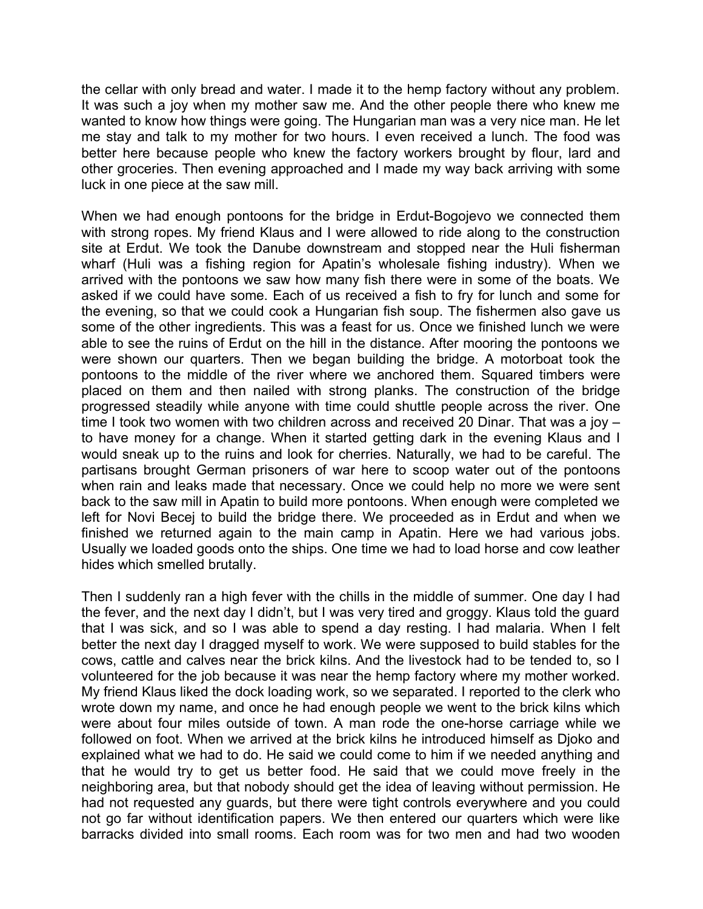the cellar with only bread and water. I made it to the hemp factory without any problem. It was such a joy when my mother saw me. And the other people there who knew me wanted to know how things were going. The Hungarian man was a very nice man. He let me stay and talk to my mother for two hours. I even received a lunch. The food was better here because people who knew the factory workers brought by flour, lard and other groceries. Then evening approached and I made my way back arriving with some luck in one piece at the saw mill.

When we had enough pontoons for the bridge in Erdut-Bogojevo we connected them with strong ropes. My friend Klaus and I were allowed to ride along to the construction site at Erdut. We took the Danube downstream and stopped near the Huli fisherman wharf (Huli was a fishing region for Apatin's wholesale fishing industry). When we arrived with the pontoons we saw how many fish there were in some of the boats. We asked if we could have some. Each of us received a fish to fry for lunch and some for the evening, so that we could cook a Hungarian fish soup. The fishermen also gave us some of the other ingredients. This was a feast for us. Once we finished lunch we were able to see the ruins of Erdut on the hill in the distance. After mooring the pontoons we were shown our quarters. Then we began building the bridge. A motorboat took the pontoons to the middle of the river where we anchored them. Squared timbers were placed on them and then nailed with strong planks. The construction of the bridge progressed steadily while anyone with time could shuttle people across the river. One time I took two women with two children across and received 20 Dinar. That was a joy – to have money for a change. When it started getting dark in the evening Klaus and I would sneak up to the ruins and look for cherries. Naturally, we had to be careful. The partisans brought German prisoners of war here to scoop water out of the pontoons when rain and leaks made that necessary. Once we could help no more we were sent back to the saw mill in Apatin to build more pontoons. When enough were completed we left for Novi Becej to build the bridge there. We proceeded as in Erdut and when we finished we returned again to the main camp in Apatin. Here we had various jobs. Usually we loaded goods onto the ships. One time we had to load horse and cow leather hides which smelled brutally.

Then I suddenly ran a high fever with the chills in the middle of summer. One day I had the fever, and the next day I didn't, but I was very tired and groggy. Klaus told the guard that I was sick, and so I was able to spend a day resting. I had malaria. When I felt better the next day I dragged myself to work. We were supposed to build stables for the cows, cattle and calves near the brick kilns. And the livestock had to be tended to, so I volunteered for the job because it was near the hemp factory where my mother worked. My friend Klaus liked the dock loading work, so we separated. I reported to the clerk who wrote down my name, and once he had enough people we went to the brick kilns which were about four miles outside of town. A man rode the one-horse carriage while we followed on foot. When we arrived at the brick kilns he introduced himself as Djoko and explained what we had to do. He said we could come to him if we needed anything and that he would try to get us better food. He said that we could move freely in the neighboring area, but that nobody should get the idea of leaving without permission. He had not requested any guards, but there were tight controls everywhere and you could not go far without identification papers. We then entered our quarters which were like barracks divided into small rooms. Each room was for two men and had two wooden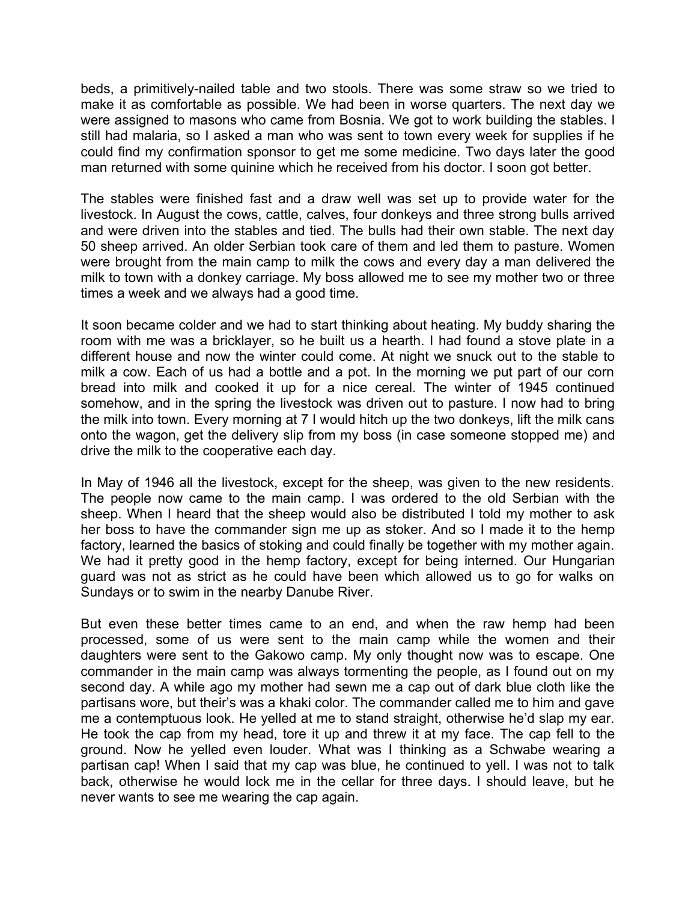beds, a primitively-nailed table and two stools. There was some straw so we tried to make it as comfortable as possible. We had been in worse quarters. The next day we were assigned to masons who came from Bosnia. We got to work building the stables. I still had malaria, so I asked a man who was sent to town every week for supplies if he could find my confirmation sponsor to get me some medicine. Two days later the good man returned with some quinine which he received from his doctor. I soon got better.

The stables were finished fast and a draw well was set up to provide water for the livestock. In August the cows, cattle, calves, four donkeys and three strong bulls arrived and were driven into the stables and tied. The bulls had their own stable. The next day 50 sheep arrived. An older Serbian took care of them and led them to pasture. Women were brought from the main camp to milk the cows and every day a man delivered the milk to town with a donkey carriage. My boss allowed me to see my mother two or three times a week and we always had a good time.

It soon became colder and we had to start thinking about heating. My buddy sharing the room with me was a bricklayer, so he built us a hearth. I had found a stove plate in a different house and now the winter could come. At night we snuck out to the stable to milk a cow. Each of us had a bottle and a pot. In the morning we put part of our corn bread into milk and cooked it up for a nice cereal. The winter of 1945 continued somehow, and in the spring the livestock was driven out to pasture. I now had to bring the milk into town. Every morning at 7 I would hitch up the two donkeys, lift the milk cans onto the wagon, get the delivery slip from my boss (in case someone stopped me) and drive the milk to the cooperative each day.

In May of 1946 all the livestock, except for the sheep, was given to the new residents. The people now came to the main camp. I was ordered to the old Serbian with the sheep. When I heard that the sheep would also be distributed I told my mother to ask her boss to have the commander sign me up as stoker. And so I made it to the hemp factory, learned the basics of stoking and could finally be together with my mother again. We had it pretty good in the hemp factory, except for being interned. Our Hungarian guard was not as strict as he could have been which allowed us to go for walks on Sundays or to swim in the nearby Danube River.

But even these better times came to an end, and when the raw hemp had been processed, some of us were sent to the main camp while the women and their daughters were sent to the Gakowo camp. My only thought now was to escape. One commander in the main camp was always tormenting the people, as I found out on my second day. A while ago my mother had sewn me a cap out of dark blue cloth like the partisans wore, but their's was a khaki color. The commander called me to him and gave me a contemptuous look. He yelled at me to stand straight, otherwise he'd slap my ear. He took the cap from my head, tore it up and threw it at my face. The cap fell to the ground. Now he yelled even louder. What was I thinking as a Schwabe wearing a partisan cap! When I said that my cap was blue, he continued to yell. I was not to talk back, otherwise he would lock me in the cellar for three days. I should leave, but he never wants to see me wearing the cap again.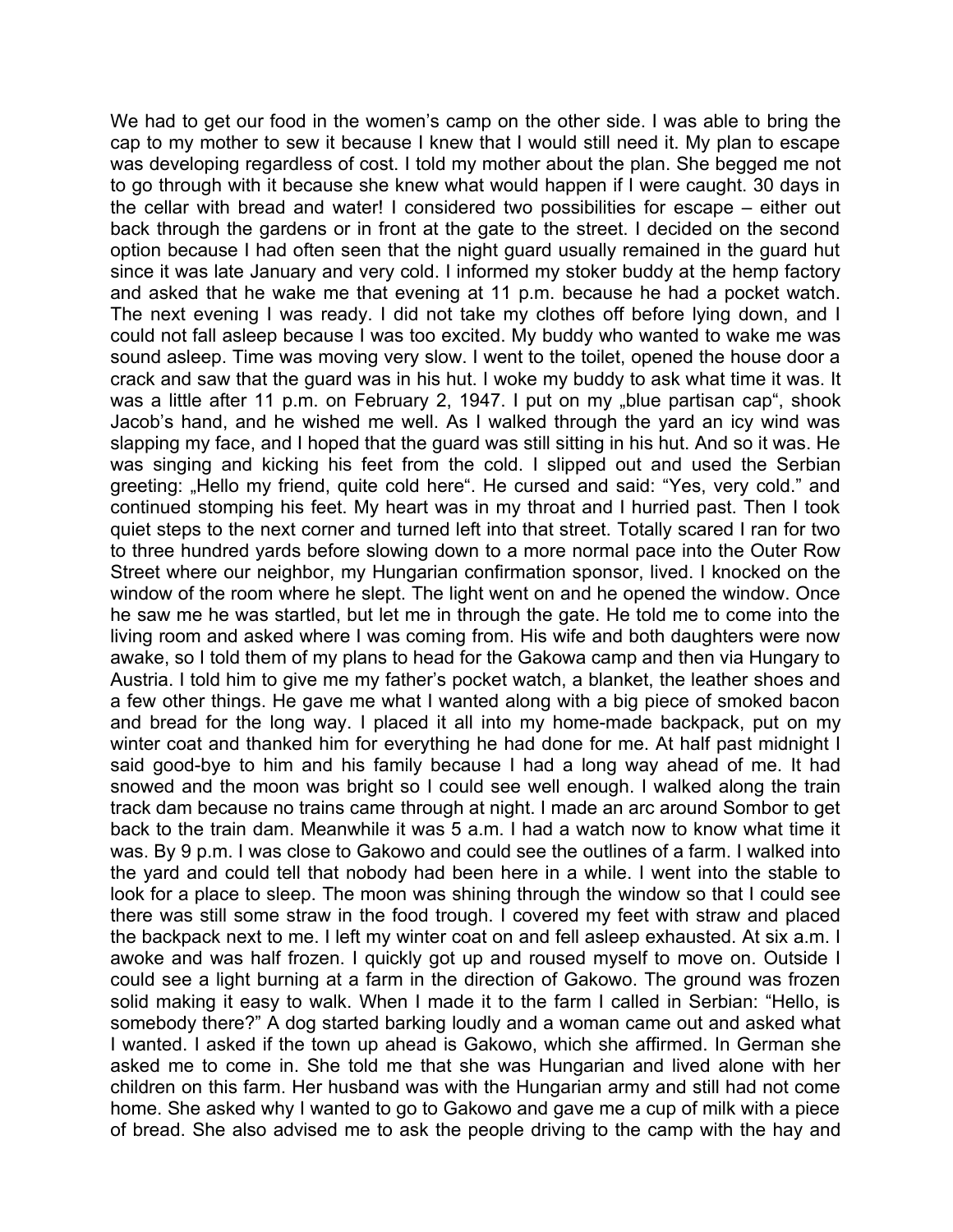We had to get our food in the women's camp on the other side. I was able to bring the cap to my mother to sew it because I knew that I would still need it. My plan to escape was developing regardless of cost. I told my mother about the plan. She begged me not to go through with it because she knew what would happen if I were caught. 30 days in the cellar with bread and water! I considered two possibilities for escape – either out back through the gardens or in front at the gate to the street. I decided on the second option because I had often seen that the night guard usually remained in the guard hut since it was late January and very cold. I informed my stoker buddy at the hemp factory and asked that he wake me that evening at 11 p.m. because he had a pocket watch. The next evening I was ready. I did not take my clothes off before lying down, and I could not fall asleep because I was too excited. My buddy who wanted to wake me was sound asleep. Time was moving very slow. I went to the toilet, opened the house door a crack and saw that the guard was in his hut. I woke my buddy to ask what time it was. It was a little after 11 p.m. on February 2, 1947. I put on my „blue partisan cap", shook Jacob's hand, and he wished me well. As I walked through the yard an icy wind was slapping my face, and I hoped that the guard was still sitting in his hut. And so it was. He was singing and kicking his feet from the cold. I slipped out and used the Serbian greeting: „Hello my friend, quite cold here". He cursed and said: "Yes, very cold." and continued stomping his feet. My heart was in my throat and I hurried past. Then I took quiet steps to the next corner and turned left into that street. Totally scared I ran for two to three hundred yards before slowing down to a more normal pace into the Outer Row Street where our neighbor, my Hungarian confirmation sponsor, lived. I knocked on the window of the room where he slept. The light went on and he opened the window. Once he saw me he was startled, but let me in through the gate. He told me to come into the living room and asked where I was coming from. His wife and both daughters were now awake, so I told them of my plans to head for the Gakowa camp and then via Hungary to Austria. I told him to give me my father's pocket watch, a blanket, the leather shoes and a few other things. He gave me what I wanted along with a big piece of smoked bacon and bread for the long way. I placed it all into my home-made backpack, put on my winter coat and thanked him for everything he had done for me. At half past midnight I said good-bye to him and his family because I had a long way ahead of me. It had snowed and the moon was bright so I could see well enough. I walked along the train track dam because no trains came through at night. I made an arc around Sombor to get back to the train dam. Meanwhile it was 5 a.m. I had a watch now to know what time it was. By 9 p.m. I was close to Gakowo and could see the outlines of a farm. I walked into the yard and could tell that nobody had been here in a while. I went into the stable to look for a place to sleep. The moon was shining through the window so that I could see there was still some straw in the food trough. I covered my feet with straw and placed the backpack next to me. I left my winter coat on and fell asleep exhausted. At six a.m. I awoke and was half frozen. I quickly got up and roused myself to move on. Outside I could see a light burning at a farm in the direction of Gakowo. The ground was frozen solid making it easy to walk. When I made it to the farm I called in Serbian: "Hello, is somebody there?" A dog started barking loudly and a woman came out and asked what I wanted. I asked if the town up ahead is Gakowo, which she affirmed. In German she asked me to come in. She told me that she was Hungarian and lived alone with her children on this farm. Her husband was with the Hungarian army and still had not come home. She asked why I wanted to go to Gakowo and gave me a cup of milk with a piece of bread. She also advised me to ask the people driving to the camp with the hay and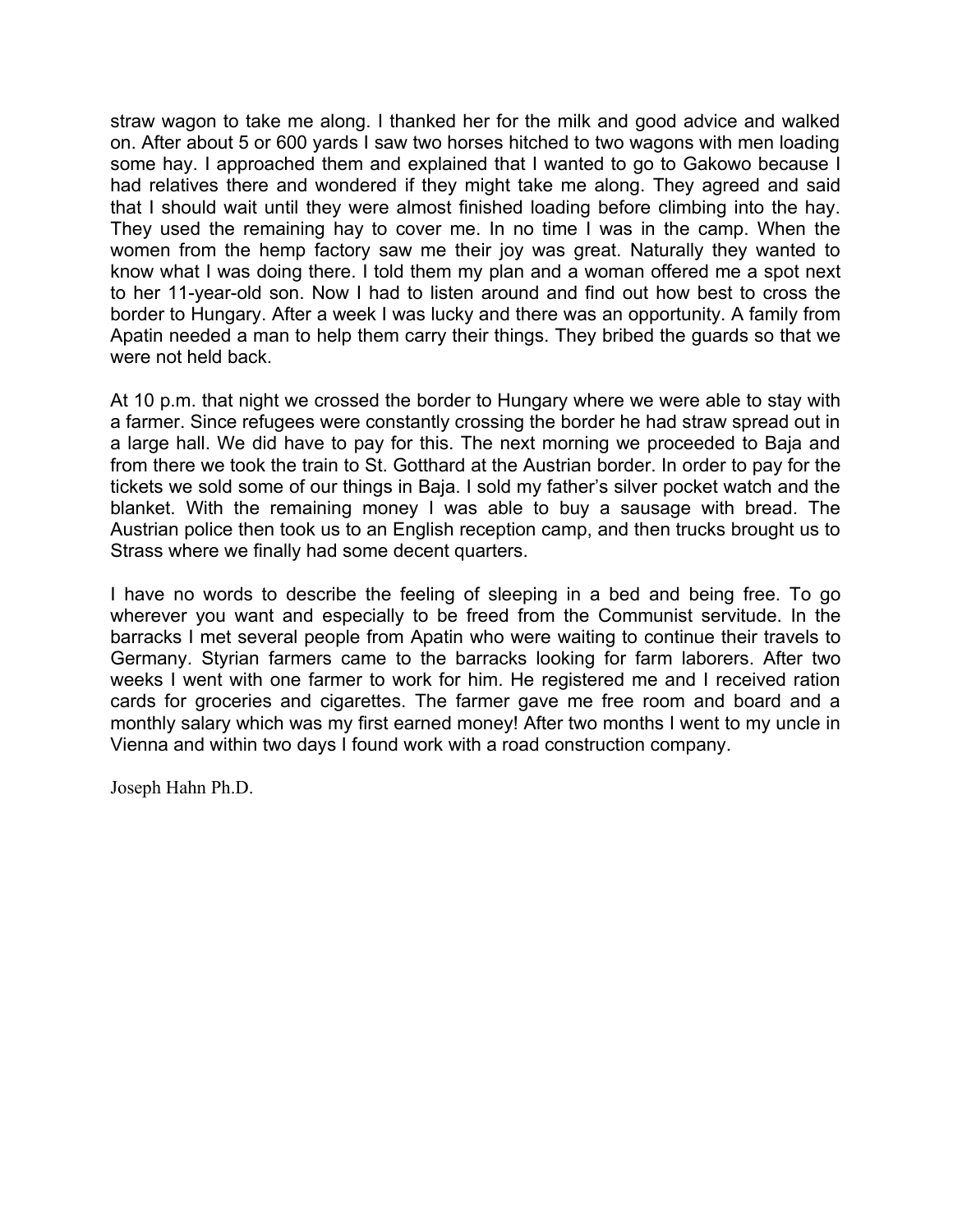straw wagon to take me along. I thanked her for the milk and good advice and walked on. After about 5 or 600 yards I saw two horses hitched to two wagons with men loading some hay. I approached them and explained that I wanted to go to Gakowo because I had relatives there and wondered if they might take me along. They agreed and said that I should wait until they were almost finished loading before climbing into the hay. They used the remaining hay to cover me. In no time I was in the camp. When the women from the hemp factory saw me their joy was great. Naturally they wanted to know what I was doing there. I told them my plan and a woman offered me a spot next to her 11-year-old son. Now I had to listen around and find out how best to cross the border to Hungary. After a week I was lucky and there was an opportunity. A family from Apatin needed a man to help them carry their things. They bribed the guards so that we were not held back.

At 10 p.m. that night we crossed the border to Hungary where we were able to stay with a farmer. Since refugees were constantly crossing the border he had straw spread out in a large hall. We did have to pay for this. The next morning we proceeded to Baja and from there we took the train to St. Gotthard at the Austrian border. In order to pay for the tickets we sold some of our things in Baja. I sold my father's silver pocket watch and the blanket. With the remaining money I was able to buy a sausage with bread. The Austrian police then took us to an English reception camp, and then trucks brought us to Strass where we finally had some decent quarters.

I have no words to describe the feeling of sleeping in a bed and being free. To go wherever you want and especially to be freed from the Communist servitude. In the barracks I met several people from Apatin who were waiting to continue their travels to Germany. Styrian farmers came to the barracks looking for farm laborers. After two weeks I went with one farmer to work for him. He registered me and I received ration cards for groceries and cigarettes. The farmer gave me free room and board and a monthly salary which was my first earned money! After two months I went to my uncle in Vienna and within two days I found work with a road construction company.

Joseph Hahn Ph.D.